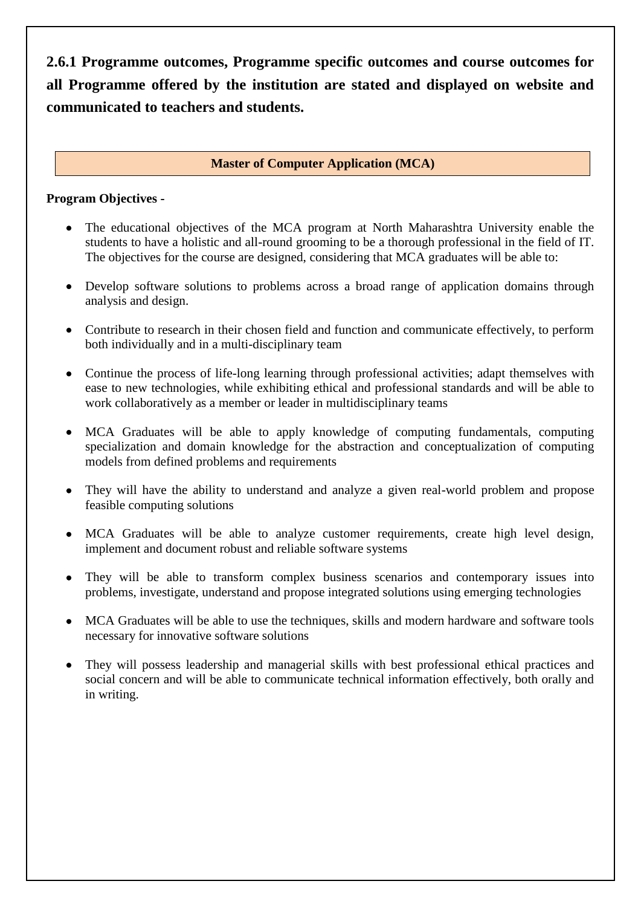**2.6.1 Programme outcomes, Programme specific outcomes and course outcomes for all Programme offered by the institution are stated and displayed on website and communicated to teachers and students.**

**Master of Computer Application (MCA)**

**Program Objectives -**

- The educational objectives of the MCA program at North Maharashtra University enable the students to have a holistic and all-round grooming to be a thorough professional in the field of IT. The objectives for the course are designed, considering that MCA graduates will be able to:
- Develop software solutions to problems across a broad range of application domains through analysis and design.
- Contribute to research in their chosen field and function and communicate effectively, to perform both individually and in a multi-disciplinary team
- Continue the process of life-long learning through professional activities; adapt themselves with ease to new technologies, while exhibiting ethical and professional standards and will be able to work collaboratively as a member or leader in multidisciplinary teams
- MCA Graduates will be able to apply knowledge of computing fundamentals, computing specialization and domain knowledge for the abstraction and conceptualization of computing models from defined problems and requirements
- They will have the ability to understand and analyze a given real-world problem and propose feasible computing solutions
- MCA Graduates will be able to analyze customer requirements, create high level design, implement and document robust and reliable software systems
- They will be able to transform complex business scenarios and contemporary issues into problems, investigate, understand and propose integrated solutions using emerging technologies
- MCA Graduates will be able to use the techniques, skills and modern hardware and software tools necessary for innovative software solutions
- They will possess leadership and managerial skills with best professional ethical practices and social concern and will be able to communicate technical information effectively, both orally and in writing.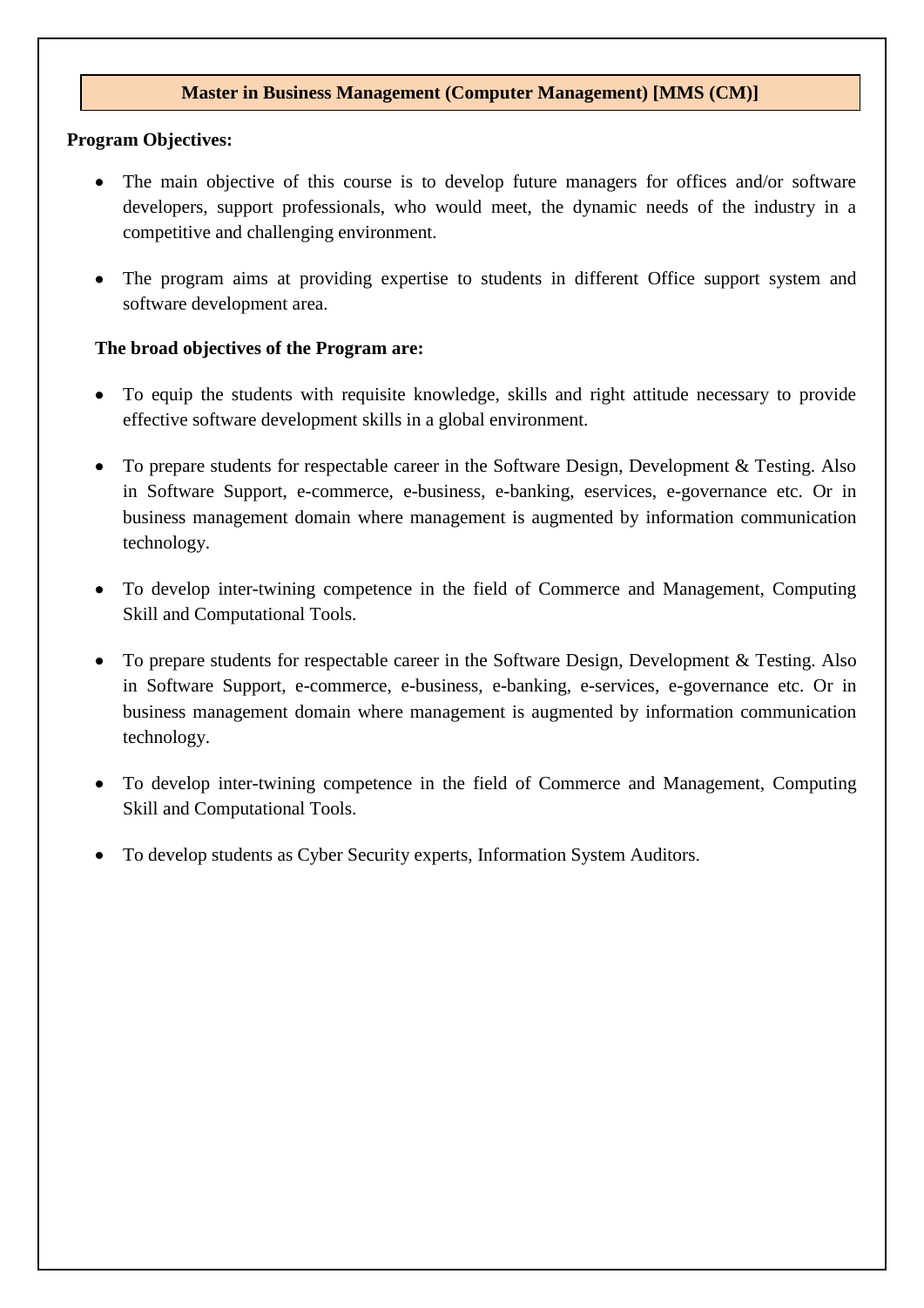## Master in Business Management (Computer Management) [MMS (CM)]

**Program Objectives:**

- The main objective of this course is to develop future managers for offices and/or software developers, support professionals, who would meet, the dynamic needs of the industry in a competitive and challenging environment.

- The program aims at providing expertise to students in different Office support system and software development area.

**The broad objectives of the Program are:**

- To equip the students with requisite knowledge, skills and right attitude necessary to provide effective software development skills in a global environment.

- To prepare students for respectable career in the Software Design, Development & Testing. Also in Software Support, e-commerce, e-business, e-banking, eservices, e-governance etc. Or in business management domain where management is augmented by information communication technology.

- To develop inter-twining competence in the field of Commerce and Management, Computing Skill and Computational Tools.

- To prepare students for respectable career in the Software Design, Development & Testing. Also in Software Support, e-commerce, e-business, e-banking, e-services, e-governance etc. Or in business management domain where management is augmented by information communication technology.

- To develop inter-twining competence in the field of Commerce and Management, Computing Skill and Computational Tools.

- To develop students as Cyber Security experts, Information System Auditors.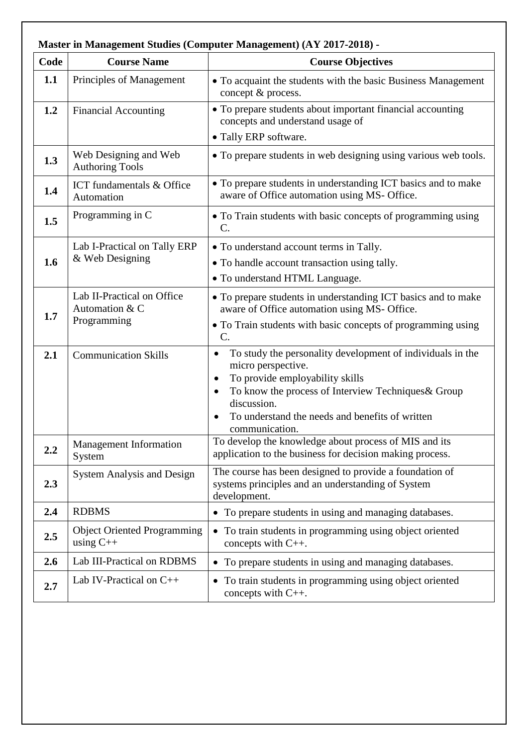**Master in Management Studies (Computer Management) (AY 2017-2018) -**

| Code | Course Name | Course Objectives |
|---|---|---|
| **1.1** | Principles of Management | • To acquaint the students with the basic Business Management concept & process. |
| **1.2** | Financial Accounting | • To prepare students about important financial accounting concepts and understand usage of<br>• Tally ERP software. |
| **1.3** | Web Designing and Web Authoring Tools | • To prepare students in web designing using various web tools. |
| **1.4** | ICT fundamentals & Office Automation | • To prepare students in understanding ICT basics and to make aware of Office automation using MS- Office. |
| **1.5** | Programming in C | • To Train students with basic concepts of programming using C. |
| **1.6** | Lab I-Practical on Tally ERP & Web Designing | • To understand account terms in Tally.<br>• To handle account transaction using tally.<br>• To understand HTML Language. |
| **1.7** | Lab II-Practical on Office Automation & C Programming | • To prepare students in understanding ICT basics and to make aware of Office automation using MS- Office.<br>• To Train students with basic concepts of programming using C. |
| **2.1** | Communication Skills | • To study the personality development of individuals in the micro perspective.<br>• To provide employability skills<br>• To know the process of Interview Techniques& Group discussion.<br>• To understand the needs and benefits of written communication. |
| **2.2** | Management Information System | To develop the knowledge about process of MIS and its application to the business for decision making process. |
| **2.3** | System Analysis and Design | The course has been designed to provide a foundation of systems principles and an understanding of System development. |
| **2.4** | RDBMS | • To prepare students in using and managing databases. |
| **2.5** | Object Oriented Programming using C++ | • To train students in programming using object oriented concepts with C++. |
| **2.6** | Lab III-Practical on RDBMS | • To prepare students in using and managing databases. |
| **2.7** | Lab IV-Practical on C++ | • To train students in programming using object oriented concepts with C++. |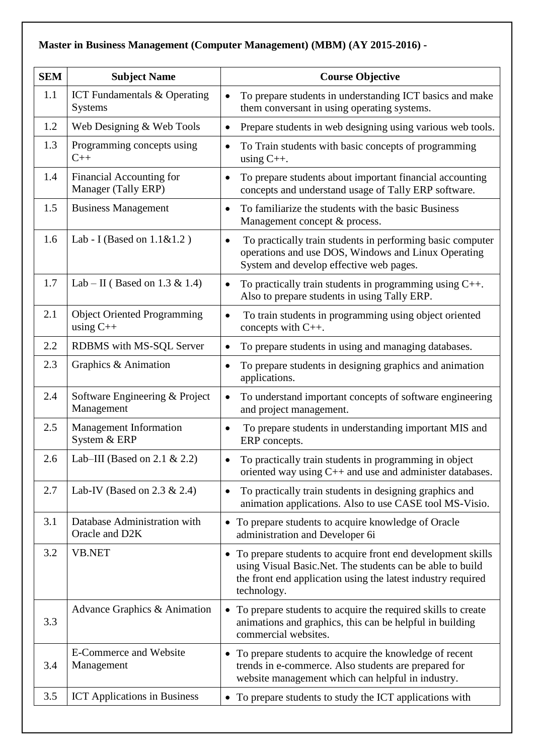**Master in Business Management (Computer Management) (MBM) (AY 2015-2016) -**

| SEM | Subject Name | Course Objective |
|---|---|---|
| 1.1 | ICT Fundamentals & Operating Systems | • To prepare students in understanding ICT basics and make them conversant in using operating systems. |
| 1.2 | Web Designing & Web Tools | • Prepare students in web designing using various web tools. |
| 1.3 | Programming concepts using C++ | • To Train students with basic concepts of programming using C++. |
| 1.4 | Financial Accounting for Manager (Tally ERP) | • To prepare students about important financial accounting concepts and understand usage of Tally ERP software. |
| 1.5 | Business Management | • To familiarize the students with the basic Business Management concept & process. |
| 1.6 | Lab - I (Based on 1.1&1.2 ) | • To practically train students in performing basic computer operations and use DOS, Windows and Linux Operating System and develop effective web pages. |
| 1.7 | Lab – II ( Based on 1.3 & 1.4) | • To practically train students in programming using C++. Also to prepare students in using Tally ERP. |
| 2.1 | Object Oriented Programming using C++ | • To train students in programming using object oriented concepts with C++. |
| 2.2 | RDBMS with MS-SQL Server | • To prepare students in using and managing databases. |
| 2.3 | Graphics & Animation | • To prepare students in designing graphics and animation applications. |
| 2.4 | Software Engineering & Project Management | • To understand important concepts of software engineering and project management. |
| 2.5 | Management Information System & ERP | • To prepare students in understanding important MIS and ERP concepts. |
| 2.6 | Lab–III (Based on 2.1 & 2.2) | • To practically train students in programming in object oriented way using C++ and use and administer databases. |
| 2.7 | Lab-IV (Based on 2.3 & 2.4) | • To practically train students in designing graphics and animation applications. Also to use CASE tool MS-Visio. |
| 3.1 | Database Administration with Oracle and D2K | • To prepare students to acquire knowledge of Oracle administration and Developer 6i |
| 3.2 | VB.NET | • To prepare students to acquire front end development skills using Visual Basic.Net. The students can be able to build the front end application using the latest industry required technology. |
| 3.3 | Advance Graphics & Animation | • To prepare students to acquire the required skills to create animations and graphics, this can be helpful in building commercial websites. |
| 3.4 | E-Commerce and Website Management | • To prepare students to acquire the knowledge of recent trends in e-commerce. Also students are prepared for website management which can helpful in industry. |
| 3.5 | ICT Applications in Business | • To prepare students to study the ICT applications with |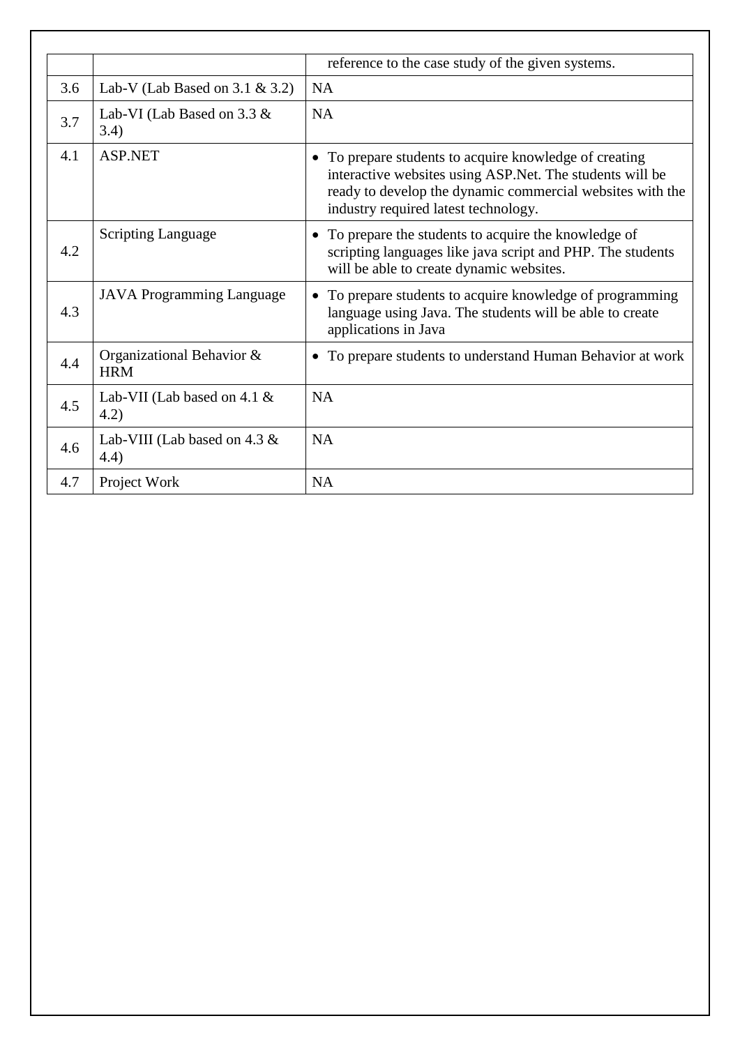|  |  |  |
|---|---|---|
|  |  | reference to the case study of the given systems. |
| 3.6 | Lab-V (Lab Based on 3.1 & 3.2) | NA |
| 3.7 | Lab-VI (Lab Based on 3.3 & 3.4) | NA |
| 4.1 | ASP.NET | • To prepare students to acquire knowledge of creating interactive websites using ASP.Net. The students will be ready to develop the dynamic commercial websites with the industry required latest technology. |
| 4.2 | Scripting Language | • To prepare the students to acquire the knowledge of scripting languages like java script and PHP. The students will be able to create dynamic websites. |
| 4.3 | JAVA Programming Language | • To prepare students to acquire knowledge of programming language using Java. The students will be able to create applications in Java |
| 4.4 | Organizational Behavior & HRM | • To prepare students to understand Human Behavior at work |
| 4.5 | Lab-VII (Lab based on 4.1 & 4.2) | NA |
| 4.6 | Lab-VIII (Lab based on 4.3 & 4.4) | NA |
| 4.7 | Project Work | NA |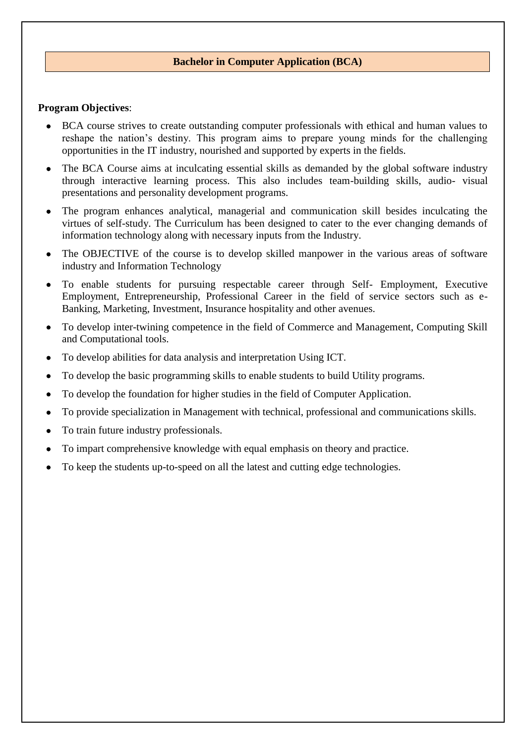# Bachelor in Computer Application (BCA)

**Program Objectives**:

- BCA course strives to create outstanding computer professionals with ethical and human values to reshape the nation's destiny. This program aims to prepare young minds for the challenging opportunities in the IT industry, nourished and supported by experts in the fields.
- The BCA Course aims at inculcating essential skills as demanded by the global software industry through interactive learning process. This also includes team-building skills, audio- visual presentations and personality development programs.
- The program enhances analytical, managerial and communication skill besides inculcating the virtues of self-study. The Curriculum has been designed to cater to the ever changing demands of information technology along with necessary inputs from the Industry.
- The OBJECTIVE of the course is to develop skilled manpower in the various areas of software industry and Information Technology
- To enable students for pursuing respectable career through Self- Employment, Executive Employment, Entrepreneurship, Professional Career in the field of service sectors such as e-Banking, Marketing, Investment, Insurance hospitality and other avenues.
- To develop inter-twining competence in the field of Commerce and Management, Computing Skill and Computational tools.
- To develop abilities for data analysis and interpretation Using ICT.
- To develop the basic programming skills to enable students to build Utility programs.
- To develop the foundation for higher studies in the field of Computer Application.
- To provide specialization in Management with technical, professional and communications skills.
- To train future industry professionals.
- To impart comprehensive knowledge with equal emphasis on theory and practice.
- To keep the students up-to-speed on all the latest and cutting edge technologies.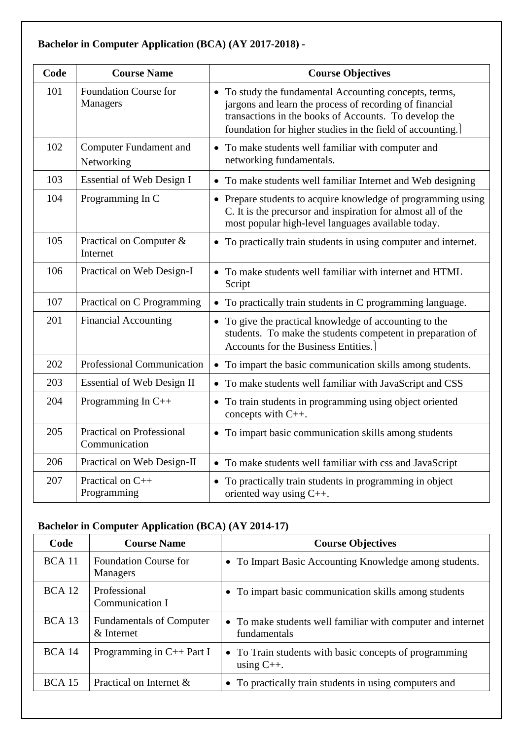**Bachelor in Computer Application (BCA) (AY 2017-2018) -**

| Code | Course Name | Course Objectives |
|---|---|---|
| 101 | Foundation Course for Managers | • To study the fundamental Accounting concepts, terms, jargons and learn the process of recording of financial transactions in the books of Accounts. To develop the foundation for higher studies in the field of accounting. |
| 102 | Computer Fundament and Networking | • To make students well familiar with computer and networking fundamentals. |
| 103 | Essential of Web Design I | • To make students well familiar Internet and Web designing |
| 104 | Programming In C | • Prepare students to acquire knowledge of programming using C. It is the precursor and inspiration for almost all of the most popular high-level languages available today. |
| 105 | Practical on Computer & Internet | • To practically train students in using computer and internet. |
| 106 | Practical on Web Design-I | • To make students well familiar with internet and HTML Script |
| 107 | Practical on C Programming | • To practically train students in C programming language. |
| 201 | Financial Accounting | • To give the practical knowledge of accounting to the students. To make the students competent in preparation of Accounts for the Business Entities. |
| 202 | Professional Communication | • To impart the basic communication skills among students. |
| 203 | Essential of Web Design II | • To make students well familiar with JavaScript and CSS |
| 204 | Programming In C++ | • To train students in programming using object oriented concepts with C++. |
| 205 | Practical on Professional Communication | • To impart basic communication skills among students |
| 206 | Practical on Web Design-II | • To make students well familiar with css and JavaScript |
| 207 | Practical on C++ Programming | • To practically train students in programming in object oriented way using C++. |

**Bachelor in Computer Application (BCA) (AY 2014-17)**

| Code | Course Name | Course Objectives |
|---|---|---|
| BCA 11 | Foundation Course for Managers | • To Impart Basic Accounting Knowledge among students. |
| BCA 12 | Professional Communication I | • To impart basic communication skills among students |
| BCA 13 | Fundamentals of Computer & Internet | • To make students well familiar with computer and internet fundamentals |
| BCA 14 | Programming in C++ Part I | • To Train students with basic concepts of programming using C++. |
| BCA 15 | Practical on Internet & | • To practically train students in using computers and |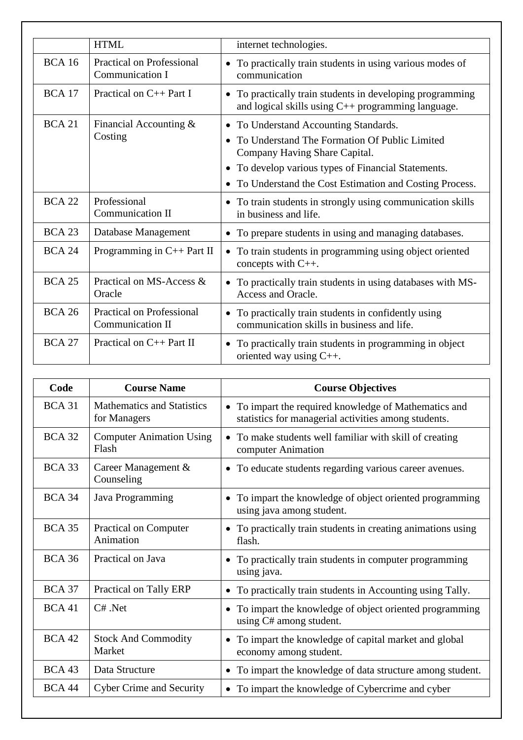| | | |
|---|---|---|
| | HTML | internet technologies. |
| BCA 16 | Practical on Professional Communication I | • To practically train students in using various modes of communication |
| BCA 17 | Practical on C++ Part I | • To practically train students in developing programming and logical skills using C++ programming language. |
| BCA 21 | Financial Accounting & Costing | • To Understand Accounting Standards. <br> • To Understand The Formation Of Public Limited Company Having Share Capital. <br> • To develop various types of Financial Statements. <br> • To Understand the Cost Estimation and Costing Process. |
| BCA 22 | Professional Communication II | • To train students in strongly using communication skills in business and life. |
| BCA 23 | Database Management | • To prepare students in using and managing databases. |
| BCA 24 | Programming in C++ Part II | • To train students in programming using object oriented concepts with C++. |
| BCA 25 | Practical on MS-Access & Oracle | • To practically train students in using databases with MS-Access and Oracle. |
| BCA 26 | Practical on Professional Communication II | • To practically train students in confidently using communication skills in business and life. |
| BCA 27 | Practical on C++ Part II | • To practically train students in programming in object oriented way using C++. |

| Code | Course Name | Course Objectives |
|---|---|---|
| BCA 31 | Mathematics and Statistics for Managers | • To impart the required knowledge of Mathematics and statistics for managerial activities among students. |
| BCA 32 | Computer Animation Using Flash | • To make students well familiar with skill of creating computer Animation |
| BCA 33 | Career Management & Counseling | • To educate students regarding various career avenues. |
| BCA 34 | Java Programming | • To impart the knowledge of object oriented programming using java among student. |
| BCA 35 | Practical on Computer Animation | • To practically train students in creating animations using flash. |
| BCA 36 | Practical on Java | • To practically train students in computer programming using java. |
| BCA 37 | Practical on Tally ERP | • To practically train students in Accounting using Tally. |
| BCA 41 | C# .Net | • To impart the knowledge of object oriented programming using C# among student. |
| BCA 42 | Stock And Commodity Market | • To impart the knowledge of capital market and global economy among student. |
| BCA 43 | Data Structure | • To impart the knowledge of data structure among student. |
| BCA 44 | Cyber Crime and Security | • To impart the knowledge of Cybercrime and cyber |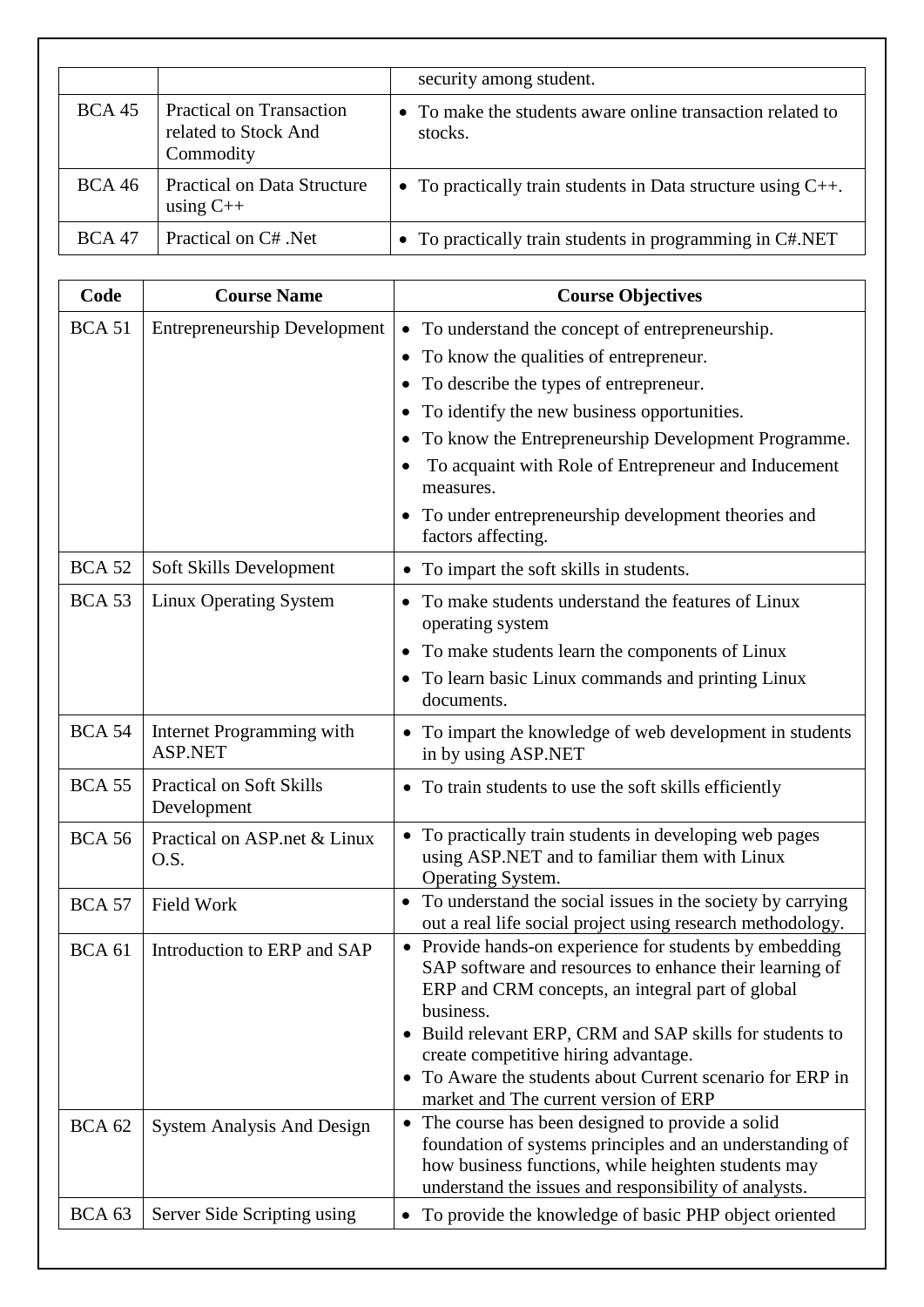| | | |
|---|---|---|
| | | security among student. |
| BCA 45 | Practical on Transaction related to Stock And Commodity | • To make the students aware online transaction related to stocks. |
| BCA 46 | Practical on Data Structure using C++ | • To practically train students in Data structure using C++. |
| BCA 47 | Practical on C# .Net | • To practically train students in programming in C#.NET |

| Code | Course Name | Course Objectives |
|---|---|---|
| BCA 51 | Entrepreneurship Development | • To understand the concept of entrepreneurship.<br>• To know the qualities of entrepreneur.<br>• To describe the types of entrepreneur.<br>• To identify the new business opportunities.<br>• To know the Entrepreneurship Development Programme.<br>• To acquaint with Role of Entrepreneur and Inducement measures.<br>• To under entrepreneurship development theories and factors affecting. |
| BCA 52 | Soft Skills Development | • To impart the soft skills in students. |
| BCA 53 | Linux Operating System | • To make students understand the features of Linux operating system<br>• To make students learn the components of Linux<br>• To learn basic Linux commands and printing Linux documents. |
| BCA 54 | Internet Programming with ASP.NET | • To impart the knowledge of web development in students in by using ASP.NET |
| BCA 55 | Practical on Soft Skills Development | • To train students to use the soft skills efficiently |
| BCA 56 | Practical on ASP.net & Linux O.S. | • To practically train students in developing web pages using ASP.NET and to familiar them with Linux Operating System. |
| BCA 57 | Field Work | • To understand the social issues in the society by carrying out a real life social project using research methodology. |
| BCA 61 | Introduction to ERP and SAP | • Provide hands-on experience for students by embedding SAP software and resources to enhance their learning of ERP and CRM concepts, an integral part of global business.<br>• Build relevant ERP, CRM and SAP skills for students to create competitive hiring advantage.<br>• To Aware the students about Current scenario for ERP in market and The current version of ERP |
| BCA 62 | System Analysis And Design | • The course has been designed to provide a solid foundation of systems principles and an understanding of how business functions, while heighten students may understand the issues and responsibility of analysts. |
| BCA 63 | Server Side Scripting using | • To provide the knowledge of basic PHP object oriented |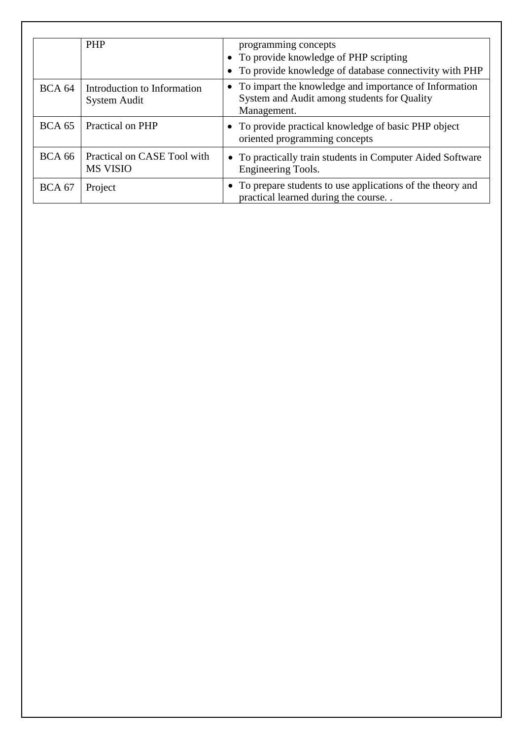| | | |
|---|---|---|
| | PHP | programming concepts<br>• To provide knowledge of PHP scripting<br>• To provide knowledge of database connectivity with PHP |
| BCA 64 | Introduction to Information System Audit | • To impart the knowledge and importance of Information System and Audit among students for Quality Management. |
| BCA 65 | Practical on PHP | • To provide practical knowledge of basic PHP object oriented programming concepts |
| BCA 66 | Practical on CASE Tool with MS VISIO | • To practically train students in Computer Aided Software Engineering Tools. |
| BCA 67 | Project | • To prepare students to use applications of the theory and practical learned during the course. . |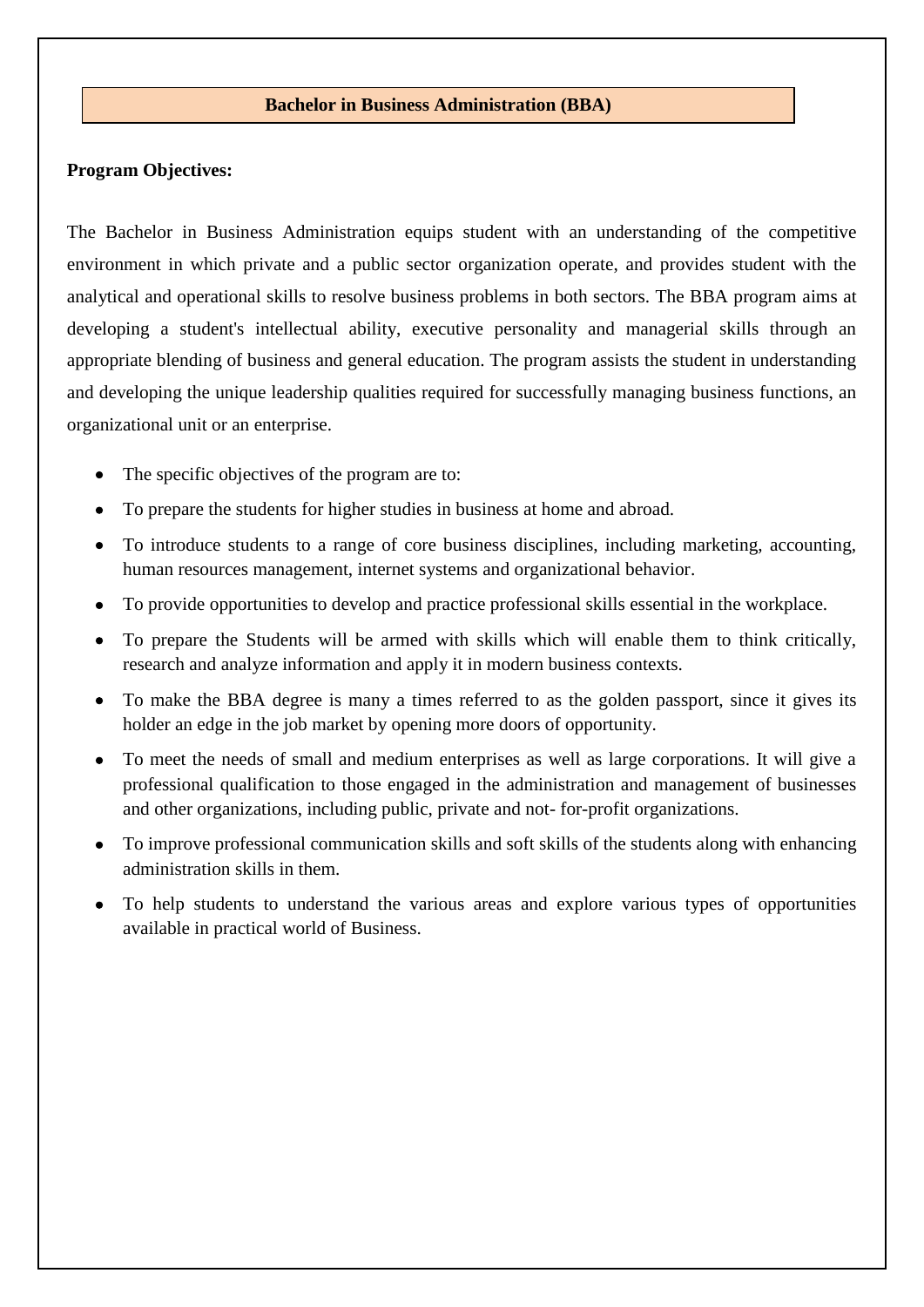## Bachelor in Business Administration (BBA)

**Program Objectives:**

The Bachelor in Business Administration equips student with an understanding of the competitive environment in which private and a public sector organization operate, and provides student with the analytical and operational skills to resolve business problems in both sectors. The BBA program aims at developing a student's intellectual ability, executive personality and managerial skills through an appropriate blending of business and general education. The program assists the student in understanding and developing the unique leadership qualities required for successfully managing business functions, an organizational unit or an enterprise.

- The specific objectives of the program are to:
- To prepare the students for higher studies in business at home and abroad.
- To introduce students to a range of core business disciplines, including marketing, accounting, human resources management, internet systems and organizational behavior.
- To provide opportunities to develop and practice professional skills essential in the workplace.
- To prepare the Students will be armed with skills which will enable them to think critically, research and analyze information and apply it in modern business contexts.
- To make the BBA degree is many a times referred to as the golden passport, since it gives its holder an edge in the job market by opening more doors of opportunity.
- To meet the needs of small and medium enterprises as well as large corporations. It will give a professional qualification to those engaged in the administration and management of businesses and other organizations, including public, private and not- for-profit organizations.
- To improve professional communication skills and soft skills of the students along with enhancing administration skills in them.
- To help students to understand the various areas and explore various types of opportunities available in practical world of Business.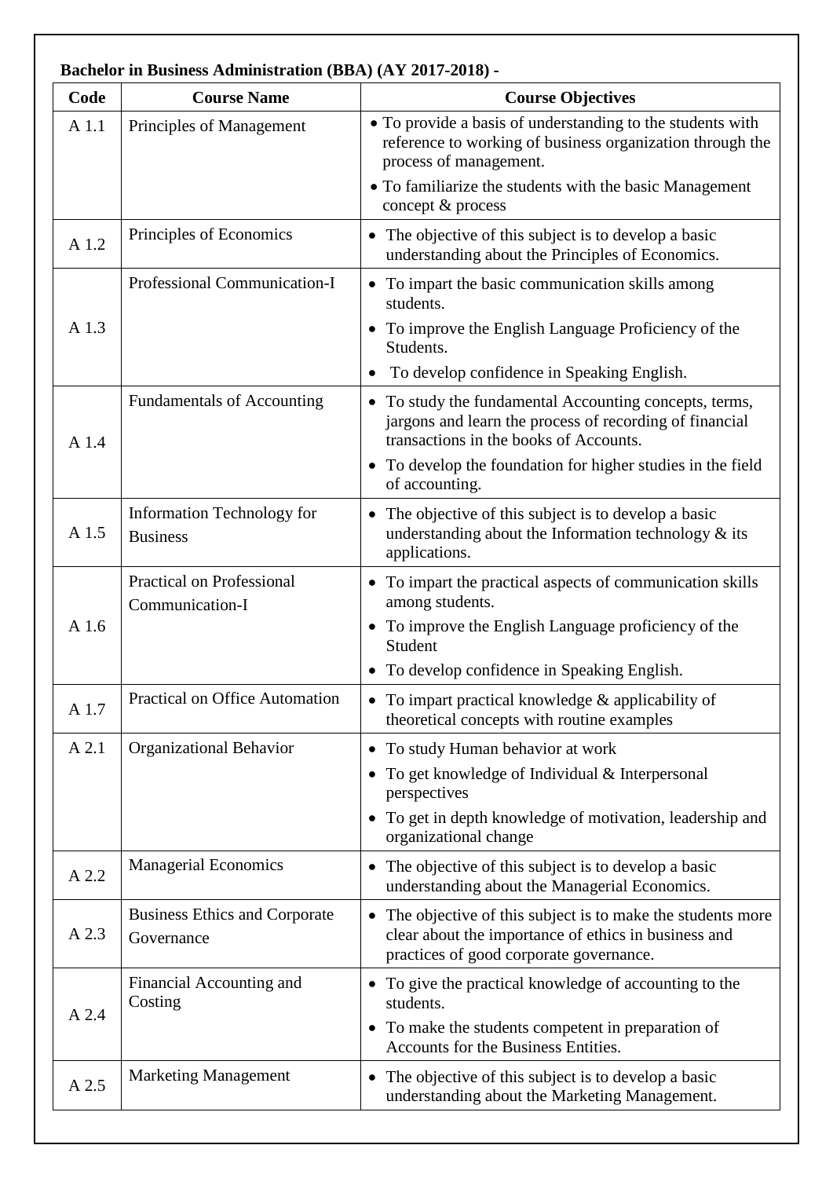**Bachelor in Business Administration (BBA) (AY 2017-2018) -**

| Code | Course Name | Course Objectives |
|---|---|---|
| A 1.1 | Principles of Management | • To provide a basis of understanding to the students with reference to working of business organization through the process of management.<br>• To familiarize the students with the basic Management concept & process |
| A 1.2 | Principles of Economics | • The objective of this subject is to develop a basic understanding about the Principles of Economics. |
| A 1.3 | Professional Communication-I | • To impart the basic communication skills among students.<br>• To improve the English Language Proficiency of the Students.<br>• To develop confidence in Speaking English. |
| A 1.4 | Fundamentals of Accounting | • To study the fundamental Accounting concepts, terms, jargons and learn the process of recording of financial transactions in the books of Accounts.<br>• To develop the foundation for higher studies in the field of accounting. |
| A 1.5 | Information Technology for Business | • The objective of this subject is to develop a basic understanding about the Information technology & its applications. |
| A 1.6 | Practical on Professional Communication-I | • To impart the practical aspects of communication skills among students.<br>• To improve the English Language proficiency of the Student<br>• To develop confidence in Speaking English. |
| A 1.7 | Practical on Office Automation | • To impart practical knowledge & applicability of theoretical concepts with routine examples |
| A 2.1 | Organizational Behavior | • To study Human behavior at work<br>• To get knowledge of Individual & Interpersonal perspectives<br>• To get in depth knowledge of motivation, leadership and organizational change |
| A 2.2 | Managerial Economics | • The objective of this subject is to develop a basic understanding about the Managerial Economics. |
| A 2.3 | Business Ethics and Corporate Governance | • The objective of this subject is to make the students more clear about the importance of ethics in business and practices of good corporate governance. |
| A 2.4 | Financial Accounting and Costing | • To give the practical knowledge of accounting to the students.<br>• To make the students competent in preparation of Accounts for the Business Entities. |
| A 2.5 | Marketing Management | • The objective of this subject is to develop a basic understanding about the Marketing Management. |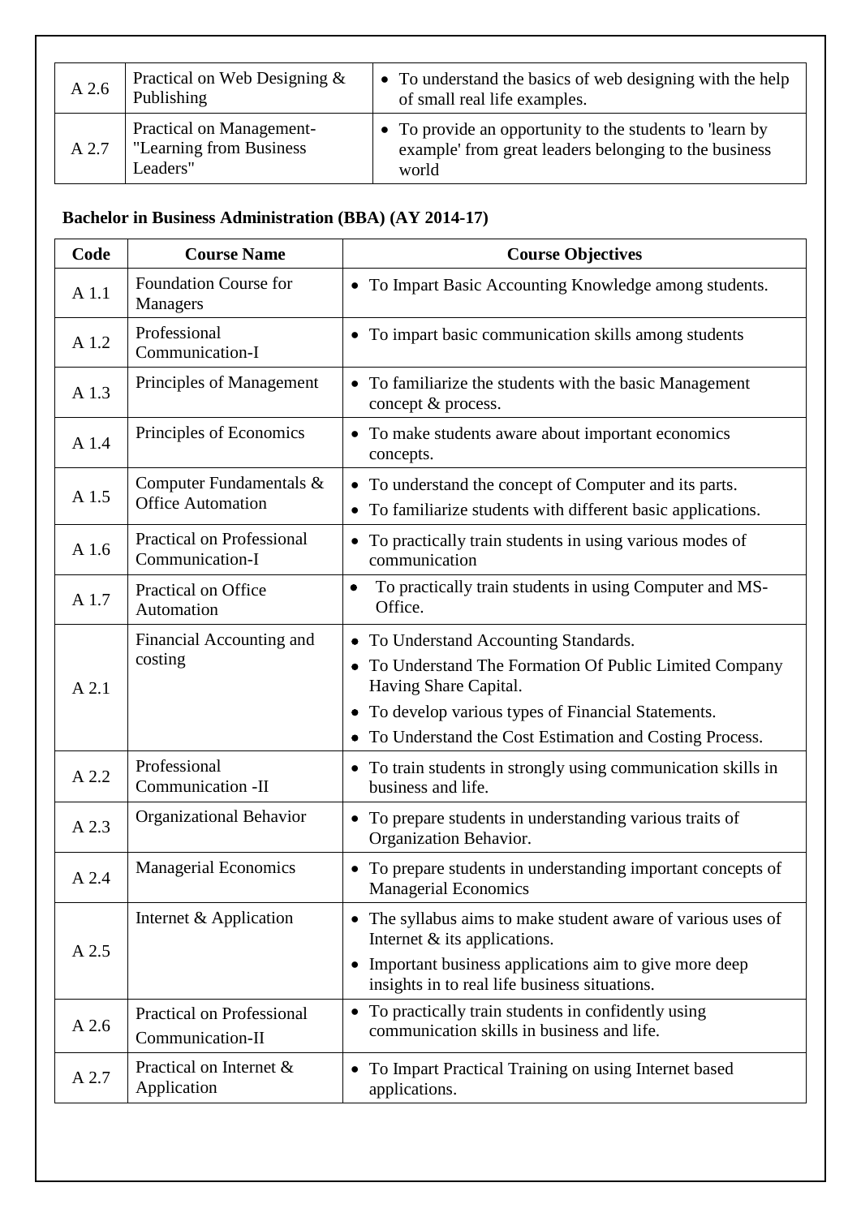| A 2.6 | Practical on Web Designing & Publishing | • To understand the basics of web designing with the help of small real life examples. |
|---|---|---|
| A 2.7 | Practical on Management- "Learning from Business Leaders" | • To provide an opportunity to the students to 'learn by example' from great leaders belonging to the business world |

**Bachelor in Business Administration (BBA) (AY 2014-17)**

| Code | Course Name | Course Objectives |
|---|---|---|
| A 1.1 | Foundation Course for Managers | • To Impart Basic Accounting Knowledge among students. |
| A 1.2 | Professional Communication-I | • To impart basic communication skills among students |
| A 1.3 | Principles of Management | • To familiarize the students with the basic Management concept & process. |
| A 1.4 | Principles of Economics | • To make students aware about important economics concepts. |
| A 1.5 | Computer Fundamentals & Office Automation | • To understand the concept of Computer and its parts.<br>• To familiarize students with different basic applications. |
| A 1.6 | Practical on Professional Communication-I | • To practically train students in using various modes of communication |
| A 1.7 | Practical on Office Automation | • To practically train students in using Computer and MS-Office. |
| A 2.1 | Financial Accounting and costing | • To Understand Accounting Standards.<br>• To Understand The Formation Of Public Limited Company Having Share Capital.<br>• To develop various types of Financial Statements.<br>• To Understand the Cost Estimation and Costing Process. |
| A 2.2 | Professional Communication -II | • To train students in strongly using communication skills in business and life. |
| A 2.3 | Organizational Behavior | • To prepare students in understanding various traits of Organization Behavior. |
| A 2.4 | Managerial Economics | • To prepare students in understanding important concepts of Managerial Economics |
| A 2.5 | Internet & Application | • The syllabus aims to make student aware of various uses of Internet & its applications.<br>• Important business applications aim to give more deep insights in to real life business situations. |
| A 2.6 | Practical on Professional Communication-II | • To practically train students in confidently using communication skills in business and life. |
| A 2.7 | Practical on Internet & Application | • To Impart Practical Training on using Internet based applications. |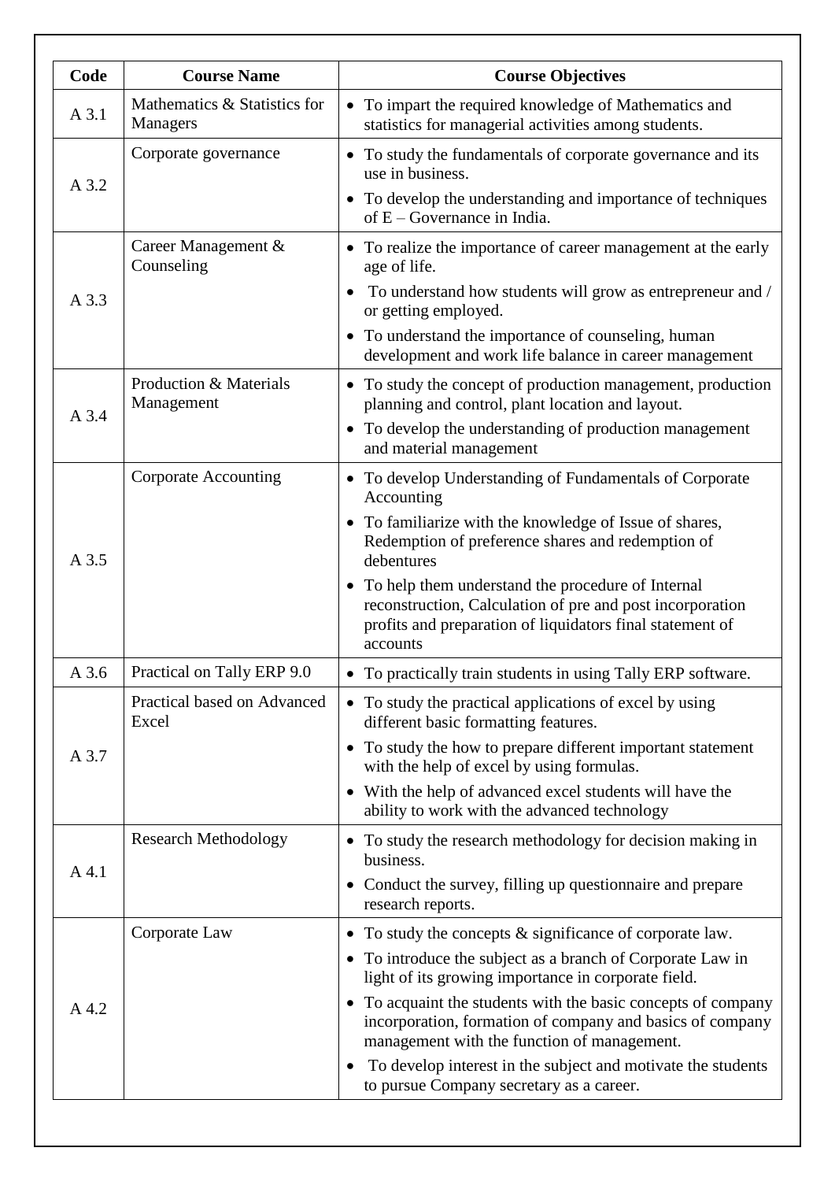| Code | Course Name | Course Objectives |
|---|---|---|
| A 3.1 | Mathematics & Statistics for Managers | • To impart the required knowledge of Mathematics and statistics for managerial activities among students. |
| A 3.2 | Corporate governance | • To study the fundamentals of corporate governance and its use in business.<br>• To develop the understanding and importance of techniques of E – Governance in India. |
| A 3.3 | Career Management & Counseling | • To realize the importance of career management at the early age of life.<br>• To understand how students will grow as entrepreneur and / or getting employed.<br>• To understand the importance of counseling, human development and work life balance in career management |
| A 3.4 | Production & Materials Management | • To study the concept of production management, production planning and control, plant location and layout.<br>• To develop the understanding of production management and material management |
| A 3.5 | Corporate Accounting | • To develop Understanding of Fundamentals of Corporate Accounting<br>• To familiarize with the knowledge of Issue of shares, Redemption of preference shares and redemption of debentures<br>• To help them understand the procedure of Internal reconstruction, Calculation of pre and post incorporation profits and preparation of liquidators final statement of accounts |
| A 3.6 | Practical on Tally ERP 9.0 | • To practically train students in using Tally ERP software. |
| A 3.7 | Practical based on Advanced Excel | • To study the practical applications of excel by using different basic formatting features.<br>• To study the how to prepare different important statement with the help of excel by using formulas.<br>• With the help of advanced excel students will have the ability to work with the advanced technology |
| A 4.1 | Research Methodology | • To study the research methodology for decision making in business.<br>• Conduct the survey, filling up questionnaire and prepare research reports. |
| A 4.2 | Corporate Law | • To study the concepts & significance of corporate law.<br>• To introduce the subject as a branch of Corporate Law in light of its growing importance in corporate field.<br>• To acquaint the students with the basic concepts of company incorporation, formation of company and basics of company management with the function of management.<br>• To develop interest in the subject and motivate the students to pursue Company secretary as a career. |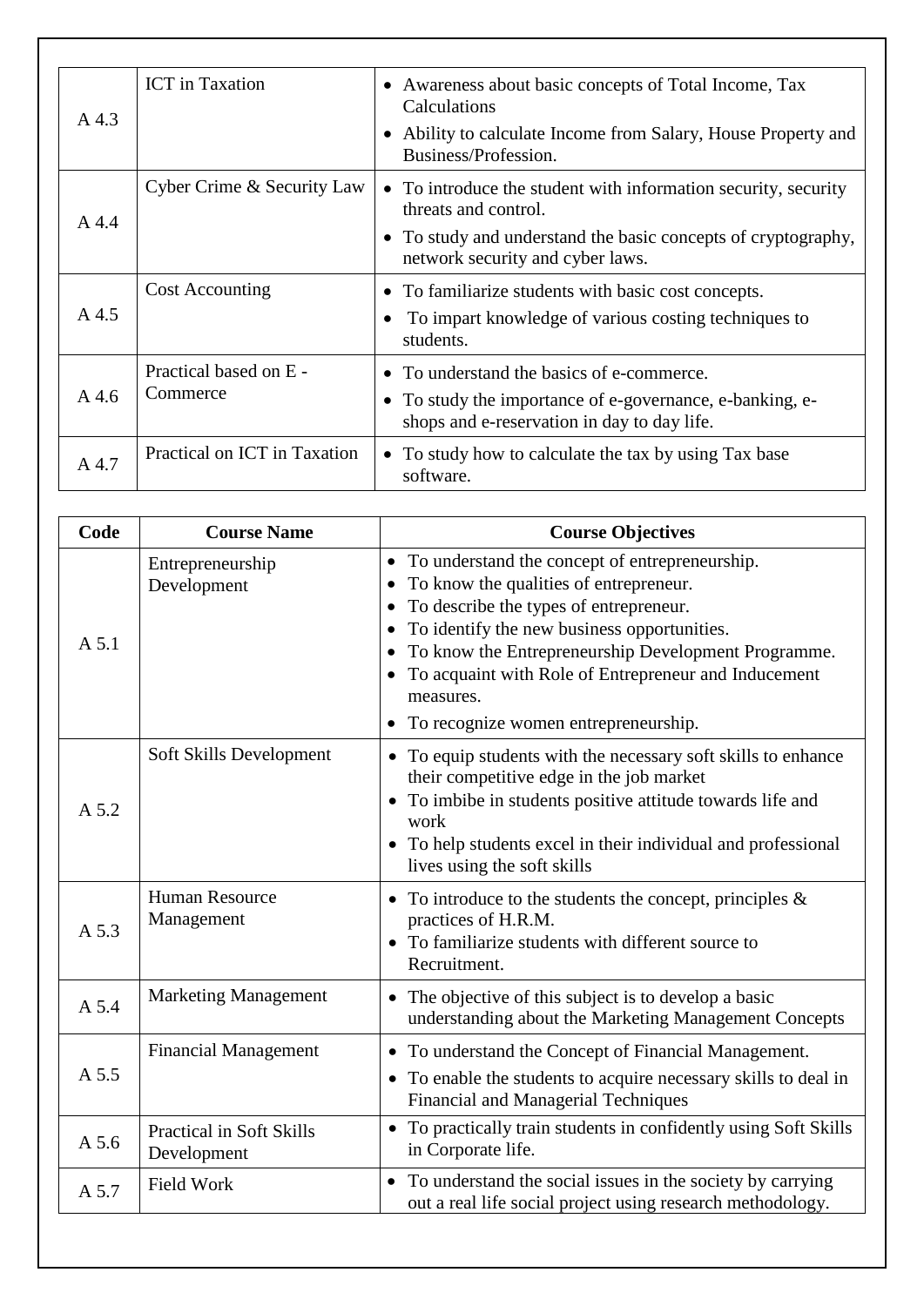| | | |
|---|---|---|
| A 4.3 | ICT in Taxation | • Awareness about basic concepts of Total Income, Tax Calculations<br>• Ability to calculate Income from Salary, House Property and Business/Profession. |
| A 4.4 | Cyber Crime & Security Law | • To introduce the student with information security, security threats and control.<br>• To study and understand the basic concepts of cryptography, network security and cyber laws. |
| A 4.5 | Cost Accounting | • To familiarize students with basic cost concepts.<br>• To impart knowledge of various costing techniques to students. |
| A 4.6 | Practical based on E - Commerce | • To understand the basics of e-commerce.<br>• To study the importance of e-governance, e-banking, e-shops and e-reservation in day to day life. |
| A 4.7 | Practical on ICT in Taxation | • To study how to calculate the tax by using Tax base software. |

| Code | Course Name | Course Objectives |
|---|---|---|
| A 5.1 | Entrepreneurship Development | • To understand the concept of entrepreneurship.<br>• To know the qualities of entrepreneur.<br>• To describe the types of entrepreneur.<br>• To identify the new business opportunities.<br>• To know the Entrepreneurship Development Programme.<br>• To acquaint with Role of Entrepreneur and Inducement measures.<br>• To recognize women entrepreneurship. |
| A 5.2 | Soft Skills Development | • To equip students with the necessary soft skills to enhance their competitive edge in the job market<br>• To imbibe in students positive attitude towards life and work<br>• To help students excel in their individual and professional lives using the soft skills |
| A 5.3 | Human Resource Management | • To introduce to the students the concept, principles & practices of H.R.M.<br>• To familiarize students with different source to Recruitment. |
| A 5.4 | Marketing Management | • The objective of this subject is to develop a basic understanding about the Marketing Management Concepts |
| A 5.5 | Financial Management | • To understand the Concept of Financial Management.<br>• To enable the students to acquire necessary skills to deal in Financial and Managerial Techniques |
| A 5.6 | Practical in Soft Skills Development | • To practically train students in confidently using Soft Skills in Corporate life. |
| A 5.7 | Field Work | • To understand the social issues in the society by carrying out a real life social project using research methodology. |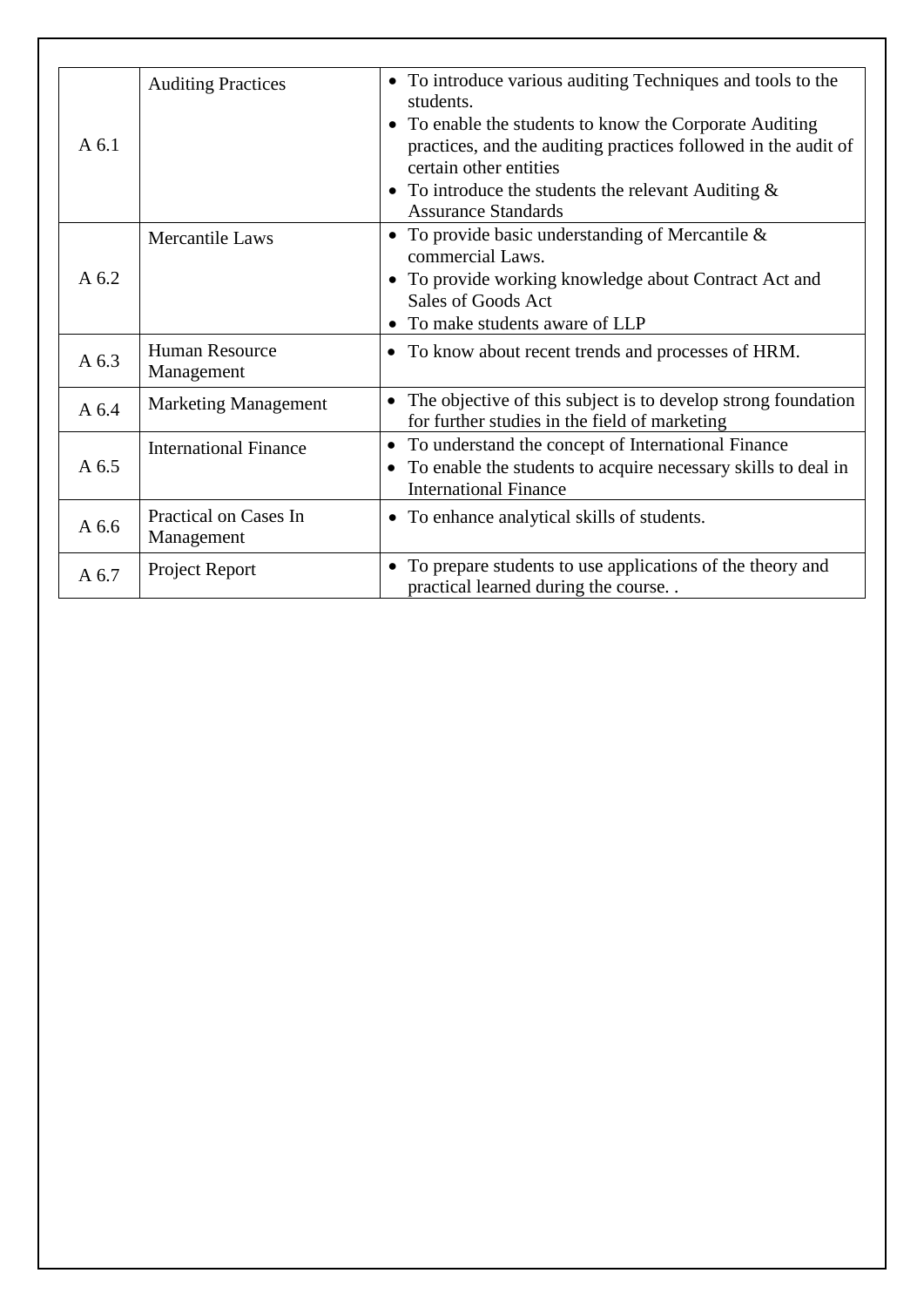| A 6.1 | Auditing Practices | • To introduce various auditing Techniques and tools to the students.<br>• To enable the students to know the Corporate Auditing practices, and the auditing practices followed in the audit of certain other entities<br>• To introduce the students the relevant Auditing & Assurance Standards |
|---|---|---|
| A 6.2 | Mercantile Laws | • To provide basic understanding of Mercantile & commercial Laws.<br>• To provide working knowledge about Contract Act and Sales of Goods Act<br>• To make students aware of LLP |
| A 6.3 | Human Resource Management | • To know about recent trends and processes of HRM. |
| A 6.4 | Marketing Management | • The objective of this subject is to develop strong foundation for further studies in the field of marketing |
| A 6.5 | International Finance | • To understand the concept of International Finance<br>• To enable the students to acquire necessary skills to deal in International Finance |
| A 6.6 | Practical on Cases In Management | • To enhance analytical skills of students. |
| A 6.7 | Project Report | • To prepare students to use applications of the theory and practical learned during the course. . |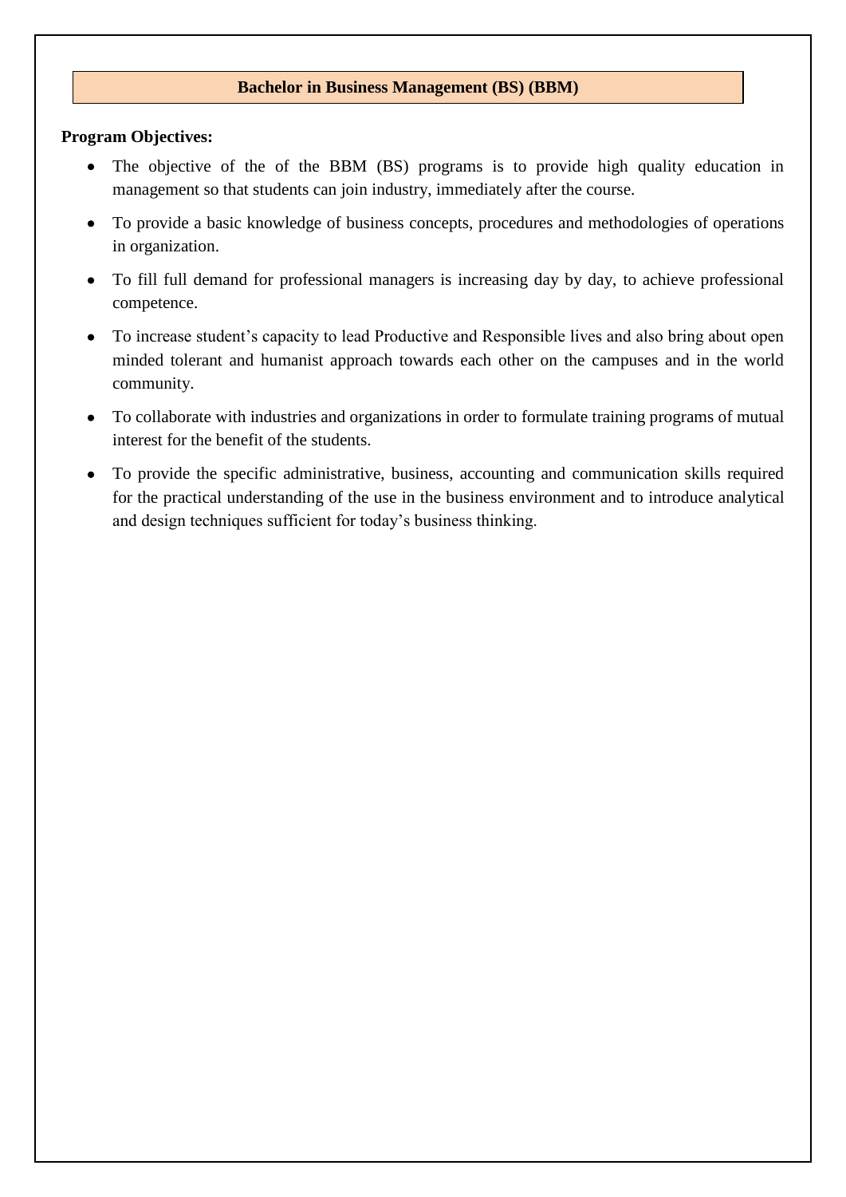## Bachelor in Business Management (BS) (BBM)

**Program Objectives:**

- The objective of the of the BBM (BS) programs is to provide high quality education in management so that students can join industry, immediately after the course.
- To provide a basic knowledge of business concepts, procedures and methodologies of operations in organization.
- To fill full demand for professional managers is increasing day by day, to achieve professional competence.
- To increase student's capacity to lead Productive and Responsible lives and also bring about open minded tolerant and humanist approach towards each other on the campuses and in the world community.
- To collaborate with industries and organizations in order to formulate training programs of mutual interest for the benefit of the students.
- To provide the specific administrative, business, accounting and communication skills required for the practical understanding of the use in the business environment and to introduce analytical and design techniques sufficient for today's business thinking.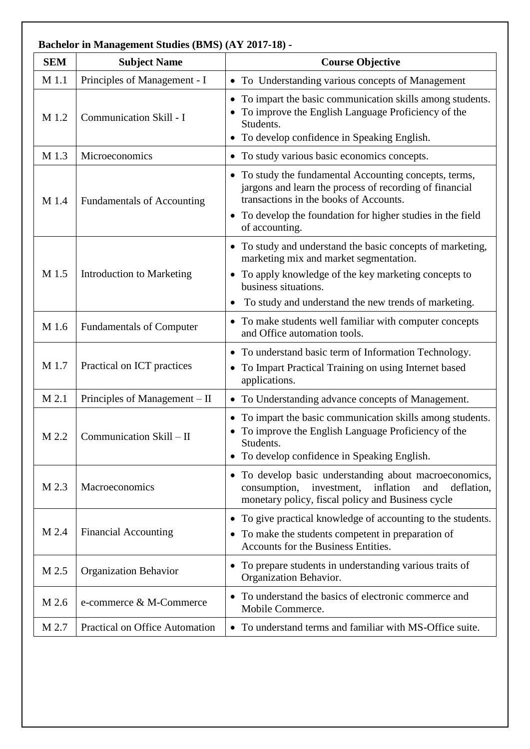**Bachelor in Management Studies (BMS) (AY 2017-18) -**

| SEM | Subject Name | Course Objective |
|---|---|---|
| M 1.1 | Principles of Management - I | • To Understanding various concepts of Management |
| M 1.2 | Communication Skill - I | • To impart the basic communication skills among students.<br>• To improve the English Language Proficiency of the Students.<br>• To develop confidence in Speaking English. |
| M 1.3 | Microeconomics | • To study various basic economics concepts. |
| M 1.4 | Fundamentals of Accounting | • To study the fundamental Accounting concepts, terms, jargons and learn the process of recording of financial transactions in the books of Accounts.<br>• To develop the foundation for higher studies in the field of accounting. |
| M 1.5 | Introduction to Marketing | • To study and understand the basic concepts of marketing, marketing mix and market segmentation.<br>• To apply knowledge of the key marketing concepts to business situations.<br>• To study and understand the new trends of marketing. |
| M 1.6 | Fundamentals of Computer | • To make students well familiar with computer concepts and Office automation tools. |
| M 1.7 | Practical on ICT practices | • To understand basic term of Information Technology.<br>• To Impart Practical Training on using Internet based applications. |
| M 2.1 | Principles of Management – II | • To Understanding advance concepts of Management. |
| M 2.2 | Communication Skill – II | • To impart the basic communication skills among students.<br>• To improve the English Language Proficiency of the Students.<br>• To develop confidence in Speaking English. |
| M 2.3 | Macroeconomics | • To develop basic understanding about macroeconomics, consumption, investment, inflation and deflation, monetary policy, fiscal policy and Business cycle |
| M 2.4 | Financial Accounting | • To give practical knowledge of accounting to the students.<br>• To make the students competent in preparation of Accounts for the Business Entities. |
| M 2.5 | Organization Behavior | • To prepare students in understanding various traits of Organization Behavior. |
| M 2.6 | e-commerce & M-Commerce | • To understand the basics of electronic commerce and Mobile Commerce. |
| M 2.7 | Practical on Office Automation | • To understand terms and familiar with MS-Office suite. |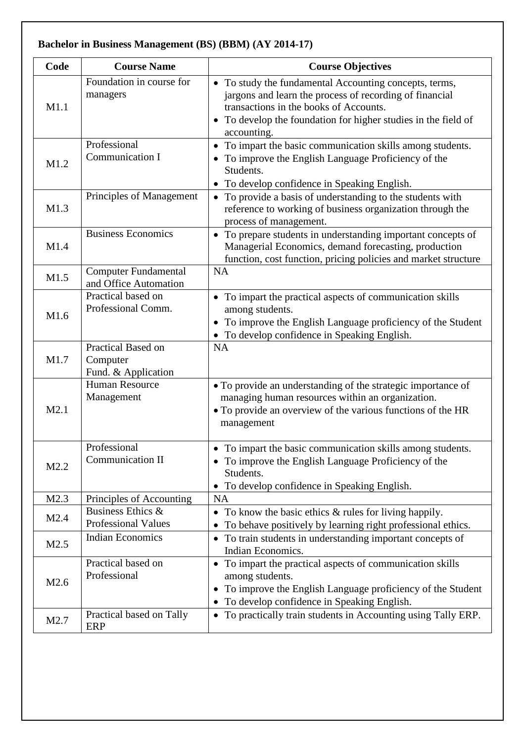**Bachelor in Business Management (BS) (BBM) (AY 2014-17)**

| Code | Course Name | Course Objectives |
|---|---|---|
| M1.1 | Foundation in course for managers | • To study the fundamental Accounting concepts, terms, jargons and learn the process of recording of financial transactions in the books of Accounts.<br>• To develop the foundation for higher studies in the field of accounting. |
| M1.2 | Professional Communication I | • To impart the basic communication skills among students.<br>• To improve the English Language Proficiency of the Students.<br>• To develop confidence in Speaking English. |
| M1.3 | Principles of Management | • To provide a basis of understanding to the students with reference to working of business organization through the process of management. |
| M1.4 | Business Economics | • To prepare students in understanding important concepts of Managerial Economics, demand forecasting, production function, cost function, pricing policies and market structure |
| M1.5 | Computer Fundamental and Office Automation | NA |
| M1.6 | Practical based on Professional Comm. | • To impart the practical aspects of communication skills among students.<br>• To improve the English Language proficiency of the Student<br>• To develop confidence in Speaking English. |
| M1.7 | Practical Based on Computer Fund. & Application | NA |
| M2.1 | Human Resource Management | • To provide an understanding of the strategic importance of managing human resources within an organization.<br>• To provide an overview of the various functions of the HR management |
| M2.2 | Professional Communication II | • To impart the basic communication skills among students.<br>• To improve the English Language Proficiency of the Students.<br>• To develop confidence in Speaking English. |
| M2.3 | Principles of Accounting | NA |
| M2.4 | Business Ethics & Professional Values | • To know the basic ethics & rules for living happily.<br>• To behave positively by learning right professional ethics. |
| M2.5 | Indian Economics | • To train students in understanding important concepts of Indian Economics. |
| M2.6 | Practical based on Professional | • To impart the practical aspects of communication skills among students.<br>• To improve the English Language proficiency of the Student<br>• To develop confidence in Speaking English. |
| M2.7 | Practical based on Tally ERP | • To practically train students in Accounting using Tally ERP. |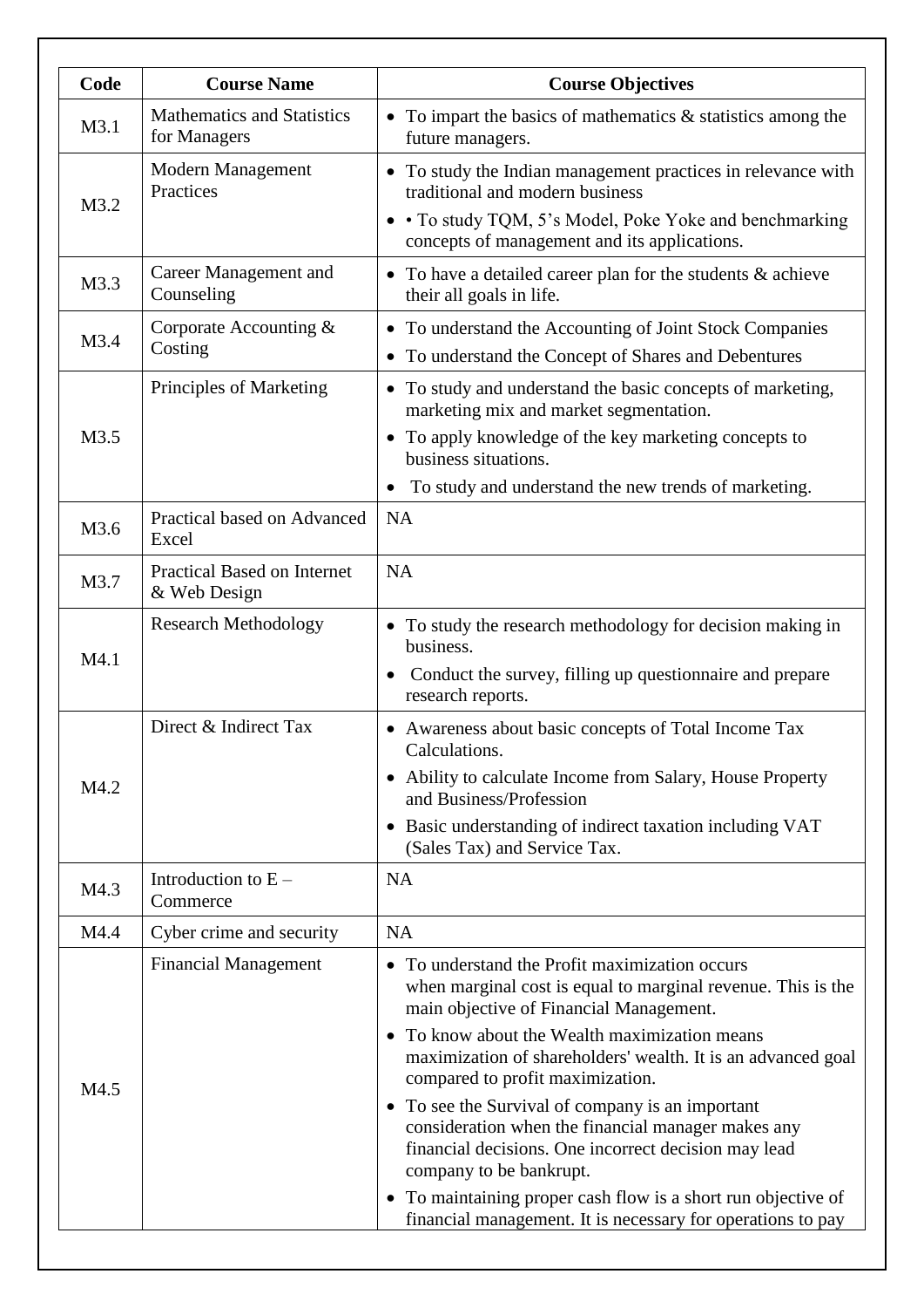| Code | Course Name | Course Objectives |
|---|---|---|
| M3.1 | Mathematics and Statistics for Managers | • To impart the basics of mathematics & statistics among the future managers. |
| M3.2 | Modern Management Practices | • To study the Indian management practices in relevance with traditional and modern business<br>• • To study TQM, 5's Model, Poke Yoke and benchmarking concepts of management and its applications. |
| M3.3 | Career Management and Counseling | • To have a detailed career plan for the students & achieve their all goals in life. |
| M3.4 | Corporate Accounting & Costing | • To understand the Accounting of Joint Stock Companies<br>• To understand the Concept of Shares and Debentures |
| M3.5 | Principles of Marketing | • To study and understand the basic concepts of marketing, marketing mix and market segmentation.<br>• To apply knowledge of the key marketing concepts to business situations.<br>• To study and understand the new trends of marketing. |
| M3.6 | Practical based on Advanced Excel | NA |
| M3.7 | Practical Based on Internet & Web Design | NA |
| M4.1 | Research Methodology | • To study the research methodology for decision making in business.<br>• Conduct the survey, filling up questionnaire and prepare research reports. |
| M4.2 | Direct & Indirect Tax | • Awareness about basic concepts of Total Income Tax Calculations.<br>• Ability to calculate Income from Salary, House Property and Business/Profession<br>• Basic understanding of indirect taxation including VAT (Sales Tax) and Service Tax. |
| M4.3 | Introduction to E – Commerce | NA |
| M4.4 | Cyber crime and security | NA |
| M4.5 | Financial Management | • To understand the Profit maximization occurs when marginal cost is equal to marginal revenue. This is the main objective of Financial Management.<br>• To know about the Wealth maximization means maximization of shareholders' wealth. It is an advanced goal compared to profit maximization.<br>• To see the Survival of company is an important consideration when the financial manager makes any financial decisions. One incorrect decision may lead company to be bankrupt.<br>• To maintaining proper cash flow is a short run objective of financial management. It is necessary for operations to pay |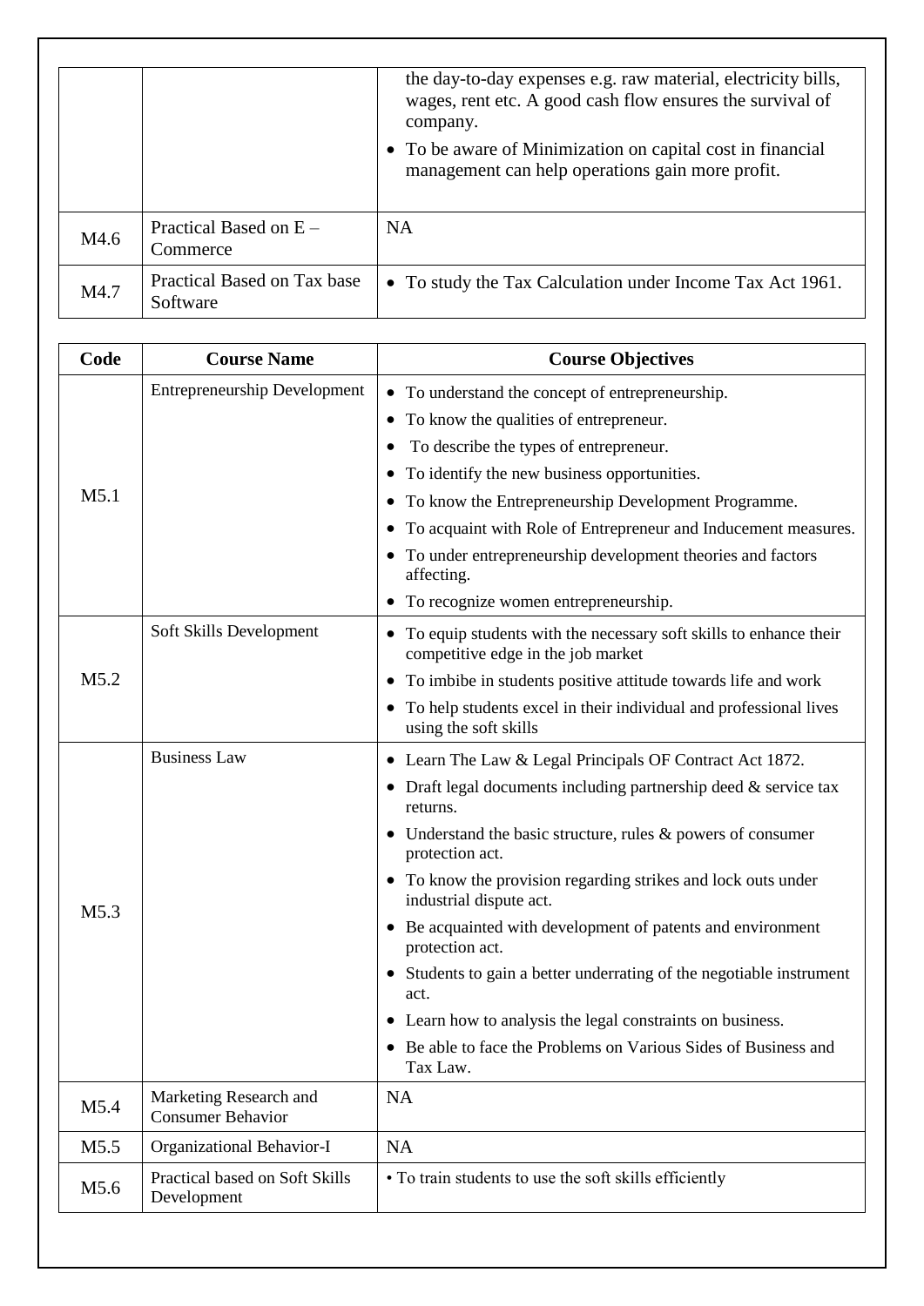| | | |
|---|---|---|
| | | the day-to-day expenses e.g. raw material, electricity bills, wages, rent etc. A good cash flow ensures the survival of company.<br>• To be aware of Minimization on capital cost in financial management can help operations gain more profit. |
| M4.6 | Practical Based on E – Commerce | NA |
| M4.7 | Practical Based on Tax base Software | • To study the Tax Calculation under Income Tax Act 1961. |

| Code | Course Name | Course Objectives |
|---|---|---|
| M5.1 | Entrepreneurship Development | • To understand the concept of entrepreneurship.<br>• To know the qualities of entrepreneur.<br>• To describe the types of entrepreneur.<br>• To identify the new business opportunities.<br>• To know the Entrepreneurship Development Programme.<br>• To acquaint with Role of Entrepreneur and Inducement measures.<br>• To under entrepreneurship development theories and factors affecting.<br>• To recognize women entrepreneurship. |
| M5.2 | Soft Skills Development | • To equip students with the necessary soft skills to enhance their competitive edge in the job market<br>• To imbibe in students positive attitude towards life and work<br>• To help students excel in their individual and professional lives using the soft skills |
| M5.3 | Business Law | • Learn The Law & Legal Principals OF Contract Act 1872.<br>• Draft legal documents including partnership deed & service tax returns.<br>• Understand the basic structure, rules & powers of consumer protection act.<br>• To know the provision regarding strikes and lock outs under industrial dispute act.<br>• Be acquainted with development of patents and environment protection act.<br>• Students to gain a better underrating of the negotiable instrument act.<br>• Learn how to analysis the legal constraints on business.<br>• Be able to face the Problems on Various Sides of Business and Tax Law. |
| M5.4 | Marketing Research and Consumer Behavior | NA |
| M5.5 | Organizational Behavior-I | NA |
| M5.6 | Practical based on Soft Skills Development | • To train students to use the soft skills efficiently |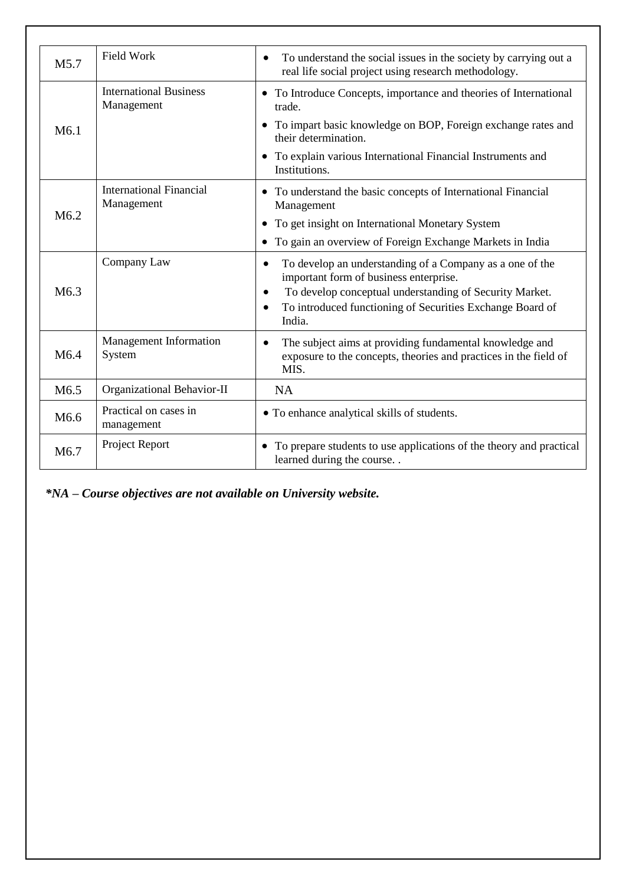| | | |
|---|---|---|
| M5.7 | Field Work | • To understand the social issues in the society by carrying out a real life social project using research methodology. |
| M6.1 | International Business Management | • To Introduce Concepts, importance and theories of International trade.<br>• To impart basic knowledge on BOP, Foreign exchange rates and their determination.<br>• To explain various International Financial Instruments and Institutions. |
| M6.2 | International Financial Management | • To understand the basic concepts of International Financial Management<br>• To get insight on International Monetary System<br>• To gain an overview of Foreign Exchange Markets in India |
| M6.3 | Company Law | • To develop an understanding of a Company as a one of the important form of business enterprise.<br>• To develop conceptual understanding of Security Market.<br>• To introduced functioning of Securities Exchange Board of India. |
| M6.4 | Management Information System | • The subject aims at providing fundamental knowledge and exposure to the concepts, theories and practices in the field of MIS. |
| M6.5 | Organizational Behavior-II | NA |
| M6.6 | Practical on cases in management | • To enhance analytical skills of students. |
| M6.7 | Project Report | • To prepare students to use applications of the theory and practical learned during the course. . |

***NA – Course objectives are not available on University website.***